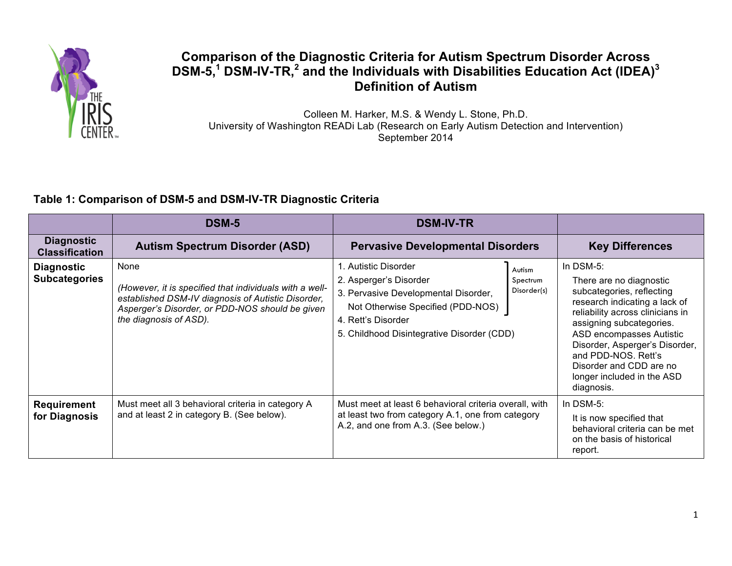# Comparison of the Diagnostic Criteria for Autism Spectrum Disorder Across DSM-5,[1] DSM-IV-TR,[2] and the Individuals with Disabilities Education Act (IDEA)[3] Definition of Autism

Colleen M. Harker, M.S. & Wendy L. Stone, Ph.D.
University of Washington READi Lab (Research on Early Autism Detection and Intervention)
September 2014

## Table 1: Comparison of DSM-5 and DSM-IV-TR Diagnostic Criteria

| | DSM-5 | DSM-IV-TR | |
|---|---|---|---|
| **Diagnostic Classification** | **Autism Spectrum Disorder (ASD)** | **Pervasive Developmental Disorders** | **Key Differences** |
| **Diagnostic Subcategories** | None<br><br>*(However, it is specified that individuals with a well-established DSM-IV diagnosis of Autistic Disorder, Asperger's Disorder, or PDD-NOS should be given the diagnosis of ASD).* | 1. Autistic Disorder<br>2. Asperger's Disorder<br>3. Pervasive Developmental Disorder, Not Otherwise Specified (PDD-NOS)<br>(1–3: Autism Spectrum Disorder(s))<br>4. Rett's Disorder<br>5. Childhood Disintegrative Disorder (CDD) | In DSM-5:<br>There are no diagnostic subcategories, reflecting research indicating a lack of reliability across clinicians in assigning subcategories. ASD encompasses Autistic Disorder, Asperger's Disorder, and PDD-NOS. Rett's Disorder and CDD are no longer included in the ASD diagnosis. |
| **Requirement for Diagnosis** | Must meet all 3 behavioral criteria in category A and at least 2 in category B. (See below). | Must meet at least 6 behavioral criteria overall, with at least two from category A.1, one from category A.2, and one from A.3. (See below.) | In DSM-5:<br>It is now specified that behavioral criteria can be met on the basis of historical report. |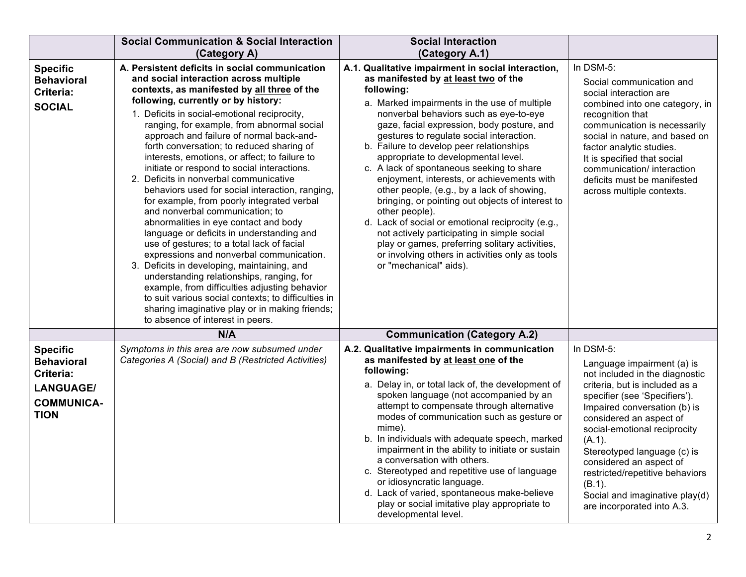| | **Social Communication & Social Interaction (Category A)** | **Social Interaction (Category A.1)** | |
|---|---|---|---|
| **Specific Behavioral Criteria: SOCIAL** | **A. Persistent deficits in social communication and social interaction across multiple contexts, as manifested by all three of the following, currently or by history:**<br>1. Deficits in social-emotional reciprocity, ranging, for example, from abnormal social approach and failure of normal back-and-forth conversation; to reduced sharing of interests, emotions, or affect; to failure to initiate or respond to social interactions.<br>2. Deficits in nonverbal communicative behaviors used for social interaction, ranging, for example, from poorly integrated verbal and nonverbal communication; to abnormalities in eye contact and body language or deficits in understanding and use of gestures; to a total lack of facial expressions and nonverbal communication.<br>3. Deficits in developing, maintaining, and understanding relationships, ranging, for example, from difficulties adjusting behavior to suit various social contexts; to difficulties in sharing imaginative play or in making friends; to absence of interest in peers. | **A.1. Qualitative impairment in social interaction, as manifested by at least two of the following:**<br>a. Marked impairments in the use of multiple nonverbal behaviors such as eye-to-eye gaze, facial expression, body posture, and gestures to regulate social interaction.<br>b. Failure to develop peer relationships appropriate to developmental level.<br>c. A lack of spontaneous seeking to share enjoyment, interests, or achievements with other people, (e.g., by a lack of showing, bringing, or pointing out objects of interest to other people).<br>d. Lack of social or emotional reciprocity (e.g., not actively participating in simple social play or games, preferring solitary activities, or involving others in activities only as tools or "mechanical" aids). | In DSM-5:<br>Social communication and social interaction are combined into one category, in recognition that communication is necessarily social in nature, and based on factor analytic studies.<br>It is specified that social communication/ interaction deficits must be manifested across multiple contexts. |
| | **N/A** | **Communication (Category A.2)** | |
| **Specific Behavioral Criteria: LANGUAGE/ COMMUNICATION** | *Symptoms in this area are now subsumed under Categories A (Social) and B (Restricted Activities)* | **A.2. Qualitative impairments in communication as manifested by at least one of the following:**<br>a. Delay in, or total lack of, the development of spoken language (not accompanied by an attempt to compensate through alternative modes of communication such as gesture or mime).<br>b. In individuals with adequate speech, marked impairment in the ability to initiate or sustain a conversation with others.<br>c. Stereotyped and repetitive use of language or idiosyncratic language.<br>d. Lack of varied, spontaneous make-believe play or social imitative play appropriate to developmental level. | In DSM-5:<br>Language impairment (a) is not included in the diagnostic criteria, but is included as a specifier (see 'Specifiers').<br>Impaired conversation (b) is considered an aspect of social-emotional reciprocity (A.1).<br>Stereotyped language (c) is considered an aspect of restricted/repetitive behaviors (B.1).<br>Social and imaginative play(d) are incorporated into A.3. |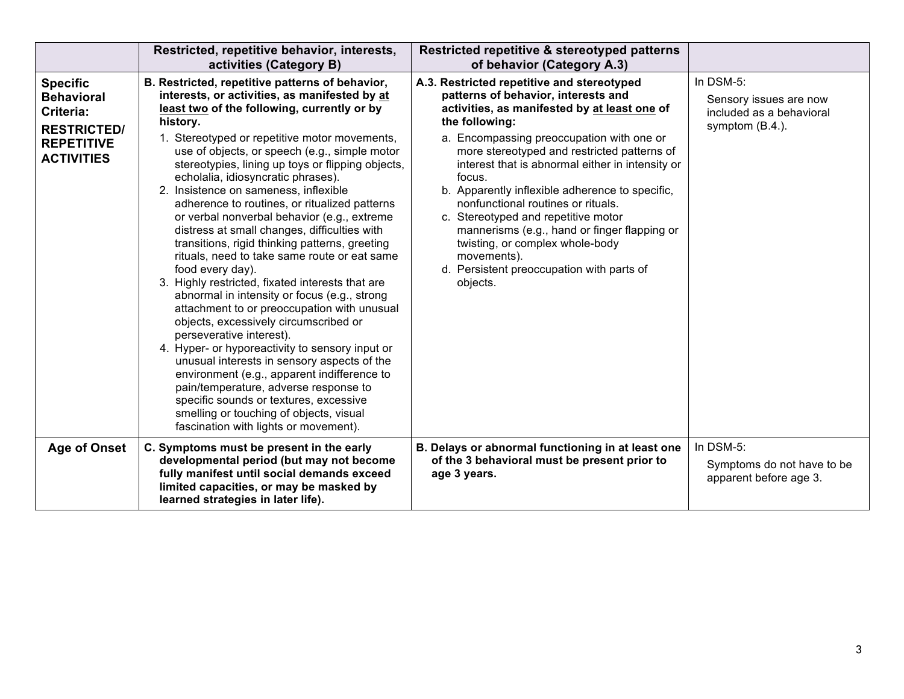| | Restricted, repetitive behavior, interests, activities (Category B) | Restricted repetitive & stereotyped patterns of behavior (Category A.3) | |
|---|---|---|---|
| **Specific Behavioral Criteria: RESTRICTED/ REPETITIVE ACTIVITIES** | **B. Restricted, repetitive patterns of behavior, interests, or activities, as manifested by <u>at least two</u> of the following, currently or by history.**<br>1. Stereotyped or repetitive motor movements, use of objects, or speech (e.g., simple motor stereotypies, lining up toys or flipping objects, echolalia, idiosyncratic phrases).<br>2. Insistence on sameness, inflexible adherence to routines, or ritualized patterns or verbal nonverbal behavior (e.g., extreme distress at small changes, difficulties with transitions, rigid thinking patterns, greeting rituals, need to take same route or eat same food every day).<br>3. Highly restricted, fixated interests that are abnormal in intensity or focus (e.g., strong attachment to or preoccupation with unusual objects, excessively circumscribed or perseverative interest).<br>4. Hyper- or hyporeactivity to sensory input or unusual interests in sensory aspects of the environment (e.g., apparent indifference to pain/temperature, adverse response to specific sounds or textures, excessive smelling or touching of objects, visual fascination with lights or movement). | **A.3. Restricted repetitive and stereotyped patterns of behavior, interests and activities, as manifested by <u>at least one</u> of the following:**<br>a. Encompassing preoccupation with one or more stereotyped and restricted patterns of interest that is abnormal either in intensity or focus.<br>b. Apparently inflexible adherence to specific, nonfunctional routines or rituals.<br>c. Stereotyped and repetitive motor mannerisms (e.g., hand or finger flapping or twisting, or complex whole-body movements).<br>d. Persistent preoccupation with parts of objects. | In DSM-5:<br>Sensory issues are now included as a behavioral symptom (B.4.). |
| **Age of Onset** | **C. Symptoms must be present in the early developmental period (but may not become fully manifest until social demands exceed limited capacities, or may be masked by learned strategies in later life).** | **B. Delays or abnormal functioning in at least one of the 3 behavioral must be present prior to age 3 years.** | In DSM-5:<br>Symptoms do not have to be apparent before age 3. |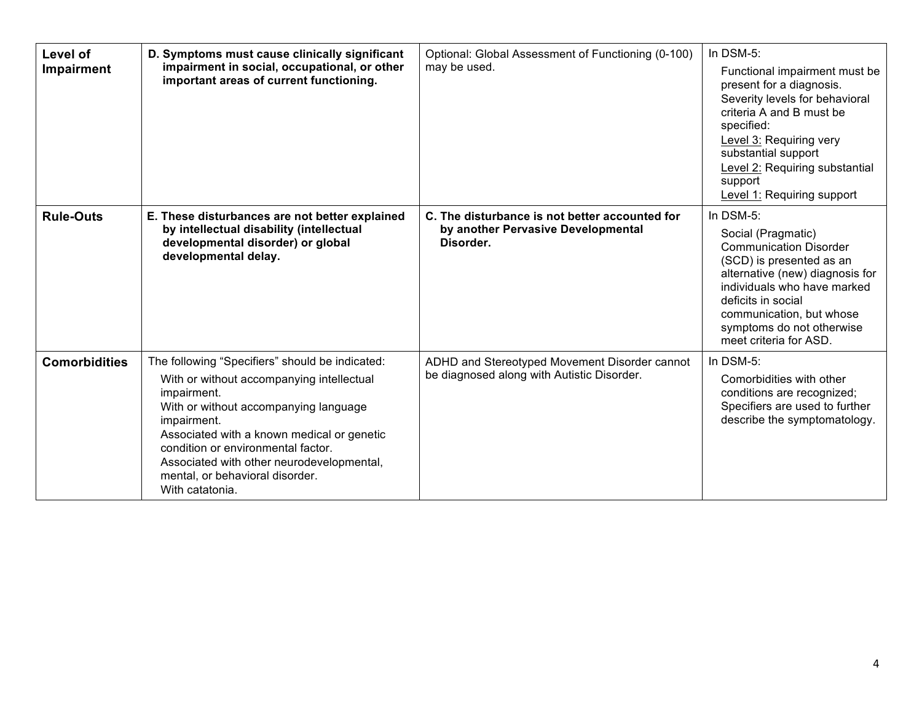| | | | |
|---|---|---|---|
| **Level of Impairment** | **D. Symptoms must cause clinically significant impairment in social, occupational, or other important areas of current functioning.** | Optional: Global Assessment of Functioning (0-100) may be used. | In DSM-5:<br>Functional impairment must be present for a diagnosis. Severity levels for behavioral criteria A and B must be specified:<br>Level 3: Requiring very substantial support<br>Level 2: Requiring substantial support<br>Level 1: Requiring support |
| **Rule-Outs** | **E. These disturbances are not better explained by intellectual disability (intellectual developmental disorder) or global developmental delay.** | **C. The disturbance is not better accounted for by another Pervasive Developmental Disorder.** | In DSM-5:<br>Social (Pragmatic) Communication Disorder (SCD) is presented as an alternative (new) diagnosis for individuals who have marked deficits in social communication, but whose symptoms do not otherwise meet criteria for ASD. |
| **Comorbidities** | The following "Specifiers" should be indicated:<br>With or without accompanying intellectual impairment.<br>With or without accompanying language impairment.<br>Associated with a known medical or genetic condition or environmental factor.<br>Associated with other neurodevelopmental, mental, or behavioral disorder.<br>With catatonia. | ADHD and Stereotyped Movement Disorder cannot be diagnosed along with Autistic Disorder. | In DSM-5:<br>Comorbidities with other conditions are recognized; Specifiers are used to further describe the symptomatology. |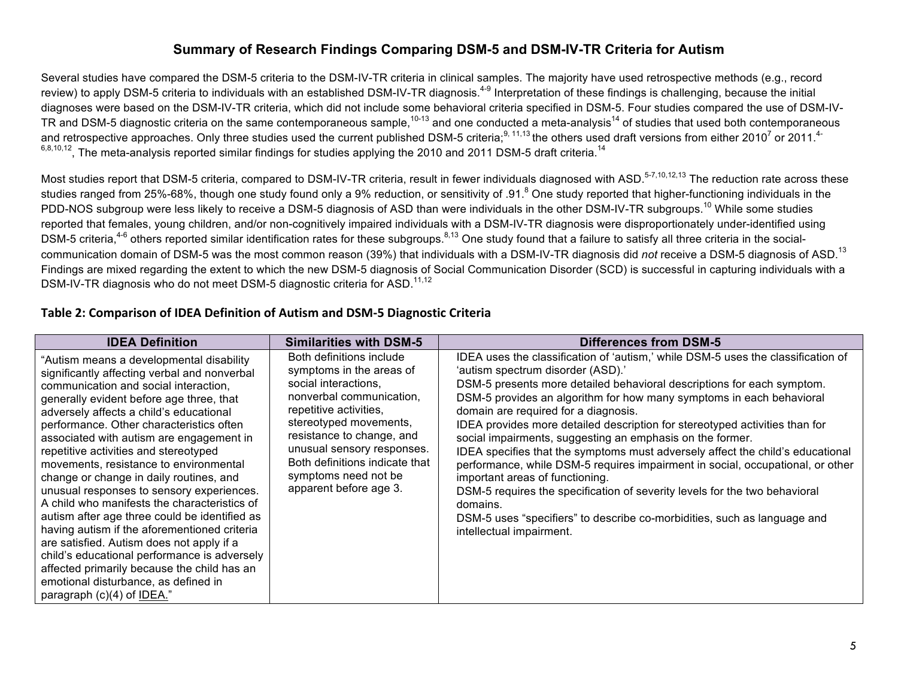## Summary of Research Findings Comparing DSM-5 and DSM-IV-TR Criteria for Autism

Several studies have compared the DSM-5 criteria to the DSM-IV-TR criteria in clinical samples. The majority have used retrospective methods (e.g., record review) to apply DSM-5 criteria to individuals with an established DSM-IV-TR diagnosis.[4-9] Interpretation of these findings is challenging, because the initial diagnoses were based on the DSM-IV-TR criteria, which did not include some behavioral criteria specified in DSM-5. Four studies compared the use of DSM-IV-TR and DSM-5 diagnostic criteria on the same contemporaneous sample,[10-13] and one conducted a meta-analysis[14] of studies that used both contemporaneous and retrospective approaches. Only three studies used the current published DSM-5 criteria;[9, 11,13] the others used draft versions from either 2010[7] or 2011.[4-6,8,10,12], The meta-analysis reported similar findings for studies applying the 2010 and 2011 DSM-5 draft criteria.[14]

Most studies report that DSM-5 criteria, compared to DSM-IV-TR criteria, result in fewer individuals diagnosed with ASD.[5-7,10,12,13] The reduction rate across these studies ranged from 25%-68%, though one study found only a 9% reduction, or sensitivity of .91.[8] One study reported that higher-functioning individuals in the PDD-NOS subgroup were less likely to receive a DSM-5 diagnosis of ASD than were individuals in the other DSM-IV-TR subgroups.[10] While some studies reported that females, young children, and/or non-cognitively impaired individuals with a DSM-IV-TR diagnosis were disproportionately under-identified using DSM-5 criteria,[4-6] others reported similar identification rates for these subgroups.[8,13] One study found that a failure to satisfy all three criteria in the social-communication domain of DSM-5 was the most common reason (39%) that individuals with a DSM-IV-TR diagnosis did *not* receive a DSM-5 diagnosis of ASD.[13] Findings are mixed regarding the extent to which the new DSM-5 diagnosis of Social Communication Disorder (SCD) is successful in capturing individuals with a DSM-IV-TR diagnosis who do not meet DSM-5 diagnostic criteria for ASD.[11,12]

### Table 2: Comparison of IDEA Definition of Autism and DSM-5 Diagnostic Criteria

| IDEA Definition | Similarities with DSM-5 | Differences from DSM-5 |
|---|---|---|
| "Autism means a developmental disability significantly affecting verbal and nonverbal communication and social interaction, generally evident before age three, that adversely affects a child's educational performance. Other characteristics often associated with autism are engagement in repetitive activities and stereotyped movements, resistance to environmental change or change in daily routines, and unusual responses to sensory experiences. A child who manifests the characteristics of autism after age three could be identified as having autism if the aforementioned criteria are satisfied. Autism does not apply if a child's educational performance is adversely affected primarily because the child has an emotional disturbance, as defined in paragraph (c)(4) of IDEA." | Both definitions include symptoms in the areas of social interactions, nonverbal communication, repetitive activities, stereotyped movements, resistance to change, and unusual sensory responses. Both definitions indicate that symptoms need not be apparent before age 3. | IDEA uses the classification of 'autism,' while DSM-5 uses the classification of 'autism spectrum disorder (ASD).' DSM-5 presents more detailed behavioral descriptions for each symptom. DSM-5 provides an algorithm for how many symptoms in each behavioral domain are required for a diagnosis. IDEA provides more detailed description for stereotyped activities than for social impairments, suggesting an emphasis on the former. IDEA specifies that the symptoms must adversely affect the child's educational performance, while DSM-5 requires impairment in social, occupational, or other important areas of functioning. DSM-5 requires the specification of severity levels for the two behavioral domains. DSM-5 uses "specifiers" to describe co-morbidities, such as language and intellectual impairment. |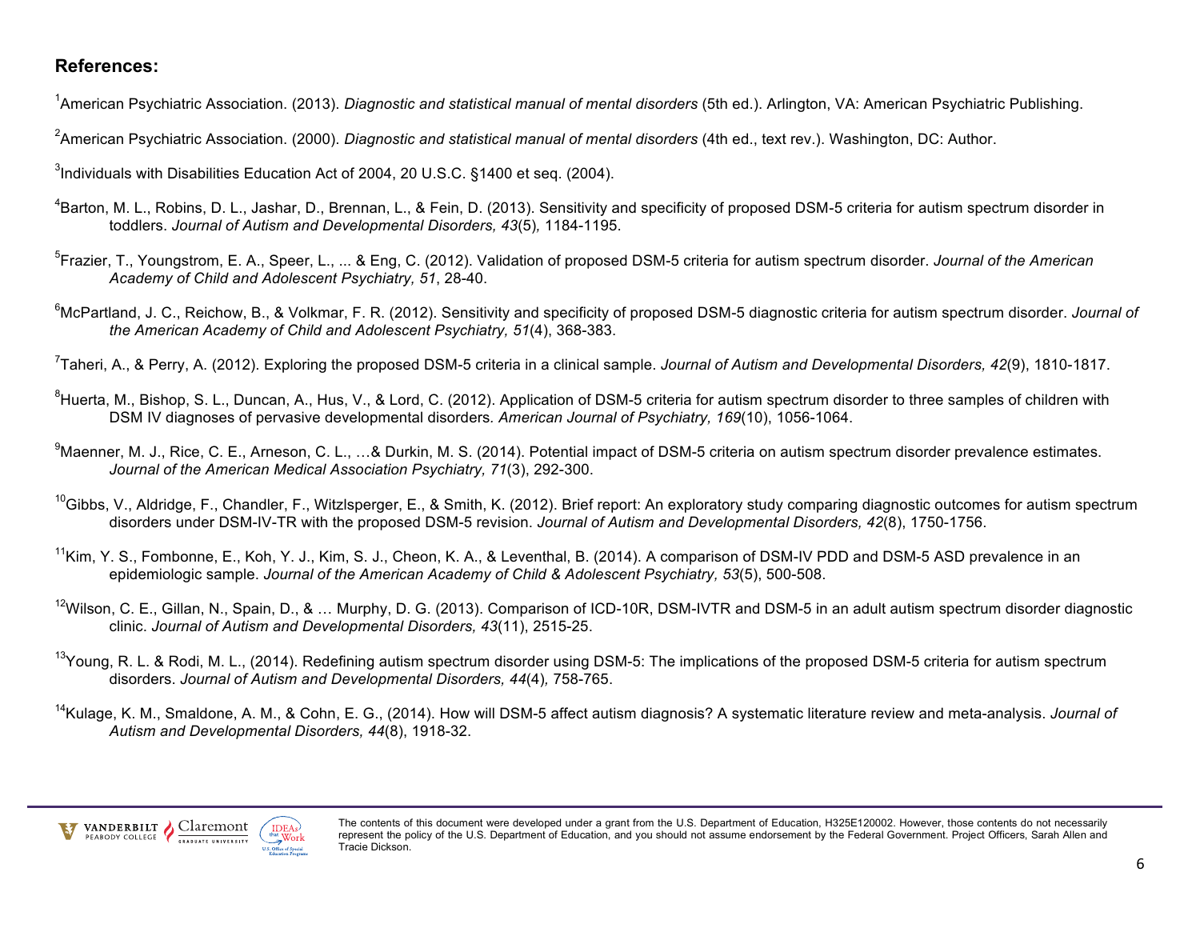**References:**

[1]American Psychiatric Association. (2013). *Diagnostic and statistical manual of mental disorders* (5th ed.). Arlington, VA: American Psychiatric Publishing.

[2]American Psychiatric Association. (2000). *Diagnostic and statistical manual of mental disorders* (4th ed., text rev.). Washington, DC: Author.

[3]Individuals with Disabilities Education Act of 2004, 20 U.S.C. §1400 et seq. (2004).

[4]Barton, M. L., Robins, D. L., Jashar, D., Brennan, L., & Fein, D. (2013). Sensitivity and specificity of proposed DSM-5 criteria for autism spectrum disorder in toddlers. *Journal of Autism and Developmental Disorders, 43*(5)*,* 1184-1195.

[5]Frazier, T., Youngstrom, E. A., Speer, L., ... & Eng, C. (2012). Validation of proposed DSM-5 criteria for autism spectrum disorder. *Journal of the American Academy of Child and Adolescent Psychiatry, 51*, 28-40.

[6]McPartland, J. C., Reichow, B., & Volkmar, F. R. (2012). Sensitivity and specificity of proposed DSM-5 diagnostic criteria for autism spectrum disorder. *Journal of the American Academy of Child and Adolescent Psychiatry, 51*(4), 368-383.

[7]Taheri, A., & Perry, A. (2012). Exploring the proposed DSM-5 criteria in a clinical sample. *Journal of Autism and Developmental Disorders, 42*(9), 1810-1817.

[8]Huerta, M., Bishop, S. L., Duncan, A., Hus, V., & Lord, C. (2012). Application of DSM-5 criteria for autism spectrum disorder to three samples of children with DSM IV diagnoses of pervasive developmental disorders*. American Journal of Psychiatry, 169*(10), 1056-1064.

[9]Maenner, M. J., Rice, C. E., Arneson, C. L., …& Durkin, M. S. (2014). Potential impact of DSM-5 criteria on autism spectrum disorder prevalence estimates. *Journal of the American Medical Association Psychiatry, 71*(3), 292-300.

[10]Gibbs, V., Aldridge, F., Chandler, F., Witzlsperger, E., & Smith, K. (2012). Brief report: An exploratory study comparing diagnostic outcomes for autism spectrum disorders under DSM-IV-TR with the proposed DSM-5 revision. *Journal of Autism and Developmental Disorders, 42*(8), 1750-1756.

[11]Kim, Y. S., Fombonne, E., Koh, Y. J., Kim, S. J., Cheon, K. A., & Leventhal, B. (2014). A comparison of DSM-IV PDD and DSM-5 ASD prevalence in an epidemiologic sample. *Journal of the American Academy of Child & Adolescent Psychiatry, 53*(5), 500-508.

[12]Wilson, C. E., Gillan, N., Spain, D., & … Murphy, D. G. (2013). Comparison of ICD-10R, DSM-IVTR and DSM-5 in an adult autism spectrum disorder diagnostic clinic. *Journal of Autism and Developmental Disorders, 43*(11), 2515-25.

[13]Young, R. L. & Rodi, M. L., (2014). Redefining autism spectrum disorder using DSM-5: The implications of the proposed DSM-5 criteria for autism spectrum disorders. *Journal of Autism and Developmental Disorders, 44*(4)*,* 758-765.

[14]Kulage, K. M., Smaldone, A. M., & Cohn, E. G., (2014). How will DSM-5 affect autism diagnosis? A systematic literature review and meta-analysis. *Journal of Autism and Developmental Disorders, 44*(8), 1918-32.

The contents of this document were developed under a grant from the U.S. Department of Education, H325E120002. However, those contents do not necessarily represent the policy of the U.S. Department of Education, and you should not assume endorsement by the Federal Government. Project Officers, Sarah Allen and Tracie Dickson.